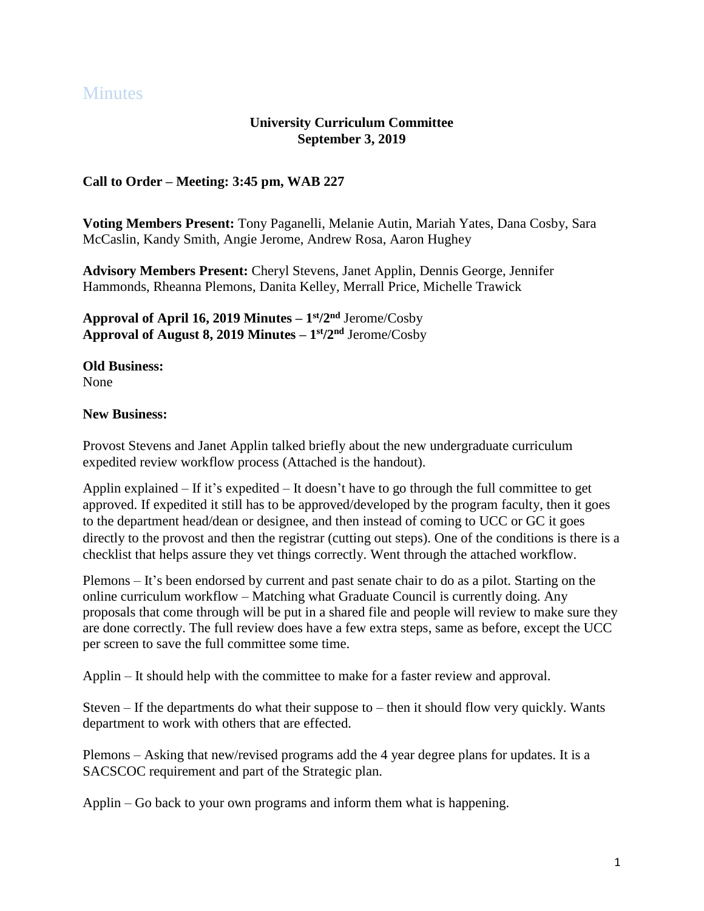# Minutes

**University Curriculum Committee**
**September 3, 2019**

**Call to Order – Meeting: 3:45 pm, WAB 227**

**Voting Members Present:** Tony Paganelli, Melanie Autin, Mariah Yates, Dana Cosby, Sara McCaslin, Kandy Smith, Angie Jerome, Andrew Rosa, Aaron Hughey

**Advisory Members Present:** Cheryl Stevens, Janet Applin, Dennis George, Jennifer Hammonds, Rheanna Plemons, Danita Kelley, Merrall Price, Michelle Trawick

**Approval of April 16, 2019 Minutes – 1st/2nd** Jerome/Cosby
**Approval of August 8, 2019 Minutes – 1st/2nd** Jerome/Cosby

**Old Business:**
None

**New Business:**

Provost Stevens and Janet Applin talked briefly about the new undergraduate curriculum expedited review workflow process (Attached is the handout).

Applin explained – If it's expedited – It doesn't have to go through the full committee to get approved. If expedited it still has to be approved/developed by the program faculty, then it goes to the department head/dean or designee, and then instead of coming to UCC or GC it goes directly to the provost and then the registrar (cutting out steps). One of the conditions is there is a checklist that helps assure they vet things correctly. Went through the attached workflow.

Plemons – It's been endorsed by current and past senate chair to do as a pilot. Starting on the online curriculum workflow – Matching what Graduate Council is currently doing. Any proposals that come through will be put in a shared file and people will review to make sure they are done correctly. The full review does have a few extra steps, same as before, except the UCC per screen to save the full committee some time.

Applin – It should help with the committee to make for a faster review and approval.

Steven – If the departments do what their suppose to – then it should flow very quickly. Wants department to work with others that are effected.

Plemons – Asking that new/revised programs add the 4 year degree plans for updates. It is a SACSCOC requirement and part of the Strategic plan.

Applin – Go back to your own programs and inform them what is happening.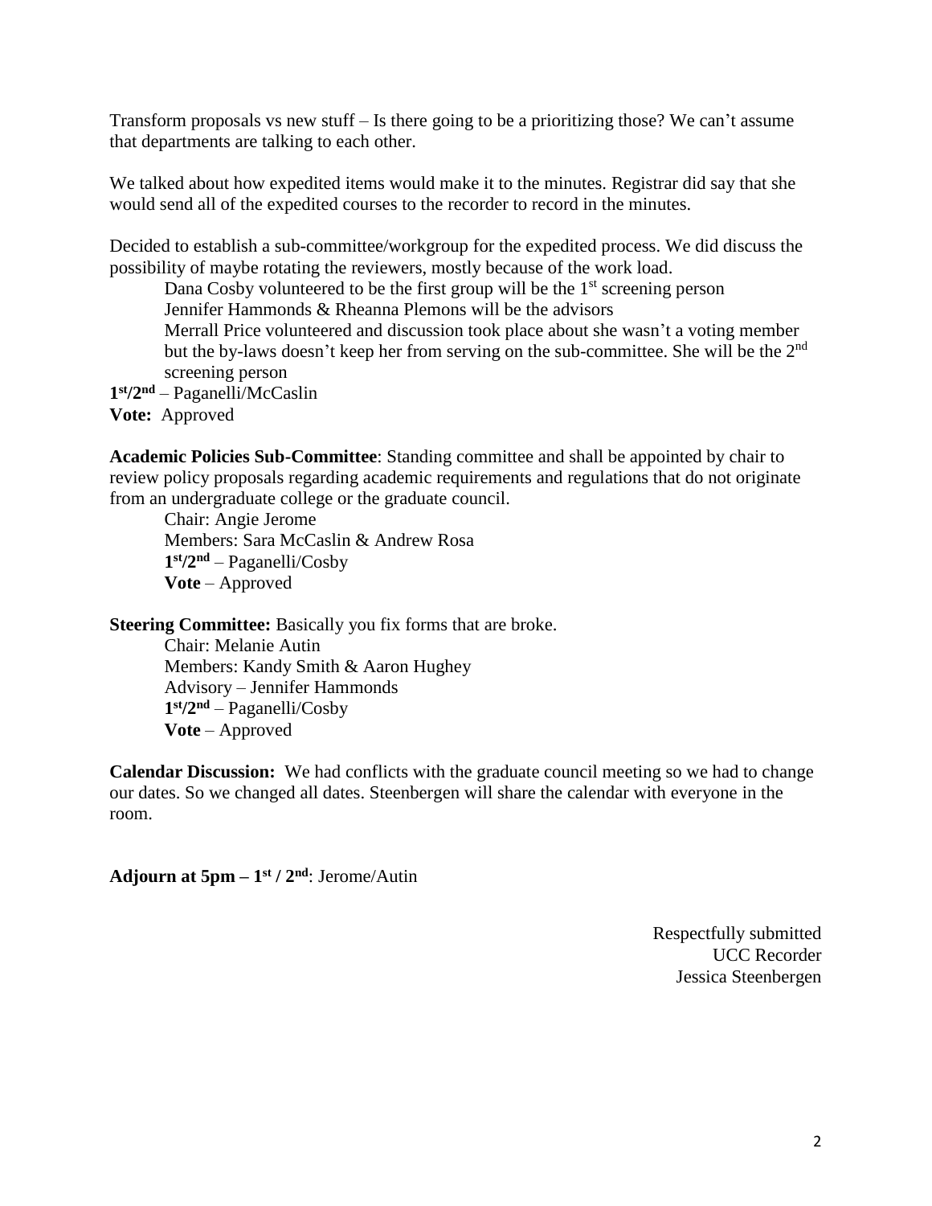Transform proposals vs new stuff – Is there going to be a prioritizing those? We can't assume that departments are talking to each other.

We talked about how expedited items would make it to the minutes. Registrar did say that she would send all of the expedited courses to the recorder to record in the minutes.

Decided to establish a sub-committee/workgroup for the expedited process. We did discuss the possibility of maybe rotating the reviewers, mostly because of the work load.

Dana Cosby volunteered to be the first group will be the 1st screening person
Jennifer Hammonds & Rheanna Plemons will be the advisors
Merrall Price volunteered and discussion took place about she wasn't a voting member but the by-laws doesn't keep her from serving on the sub-committee. She will be the 2nd screening person

**1st/2nd** – Paganelli/McCaslin
**Vote:** Approved

**Academic Policies Sub-Committee**: Standing committee and shall be appointed by chair to review policy proposals regarding academic requirements and regulations that do not originate from an undergraduate college or the graduate council.

Chair: Angie Jerome
Members: Sara McCaslin & Andrew Rosa
**1st/2nd** – Paganelli/Cosby
**Vote** – Approved

**Steering Committee:** Basically you fix forms that are broke.

Chair: Melanie Autin
Members: Kandy Smith & Aaron Hughey
Advisory – Jennifer Hammonds
**1st/2nd** – Paganelli/Cosby
**Vote** – Approved

**Calendar Discussion:** We had conflicts with the graduate council meeting so we had to change our dates. So we changed all dates. Steenbergen will share the calendar with everyone in the room.

**Adjourn at 5pm – 1st / 2nd**: Jerome/Autin

Respectfully submitted
UCC Recorder
Jessica Steenbergen